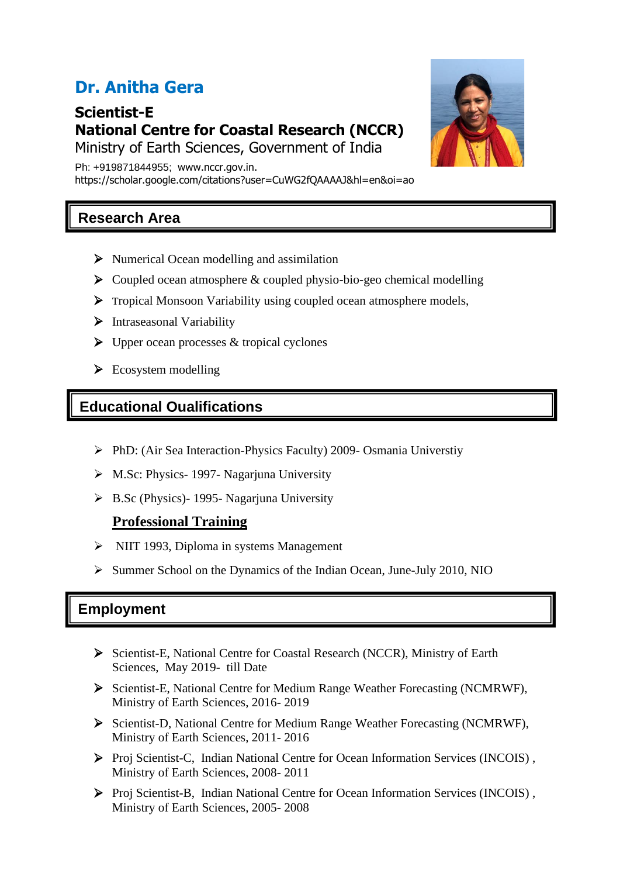# Dr. Anitha Gera

**Scientist-E**
**National Centre for Coastal Research (NCCR)**
Ministry of Earth Sciences, Government of India

Ph: +919871844955; www.nccr.gov.in.
https://scholar.google.com/citations?user=CuWG2fQAAAAJ&hl=en&oi=ao

## Research Area

- Numerical Ocean modelling and assimilation
- Coupled ocean atmosphere & coupled physio-bio-geo chemical modelling
- Tropical Monsoon Variability using coupled ocean atmosphere models,
- Intraseasonal Variability
- Upper ocean processes & tropical cyclones
- Ecosystem modelling

## Educational Qualifications

- PhD: (Air Sea Interaction-Physics Faculty) 2009- Osmania Universtiy
- M.Sc: Physics- 1997- Nagarjuna University
- B.Sc (Physics)- 1995- Nagarjuna University

### Professional Training

- NIIT 1993, Diploma in systems Management
- Summer School on the Dynamics of the Indian Ocean, June-July 2010, NIO

## Employment

- Scientist-E, National Centre for Coastal Research (NCCR), Ministry of Earth Sciences, May 2019- till Date
- Scientist-E, National Centre for Medium Range Weather Forecasting (NCMRWF), Ministry of Earth Sciences, 2016- 2019
- Scientist-D, National Centre for Medium Range Weather Forecasting (NCMRWF), Ministry of Earth Sciences, 2011- 2016
- Proj Scientist-C, Indian National Centre for Ocean Information Services (INCOIS) , Ministry of Earth Sciences, 2008- 2011
- Proj Scientist-B, Indian National Centre for Ocean Information Services (INCOIS) , Ministry of Earth Sciences, 2005- 2008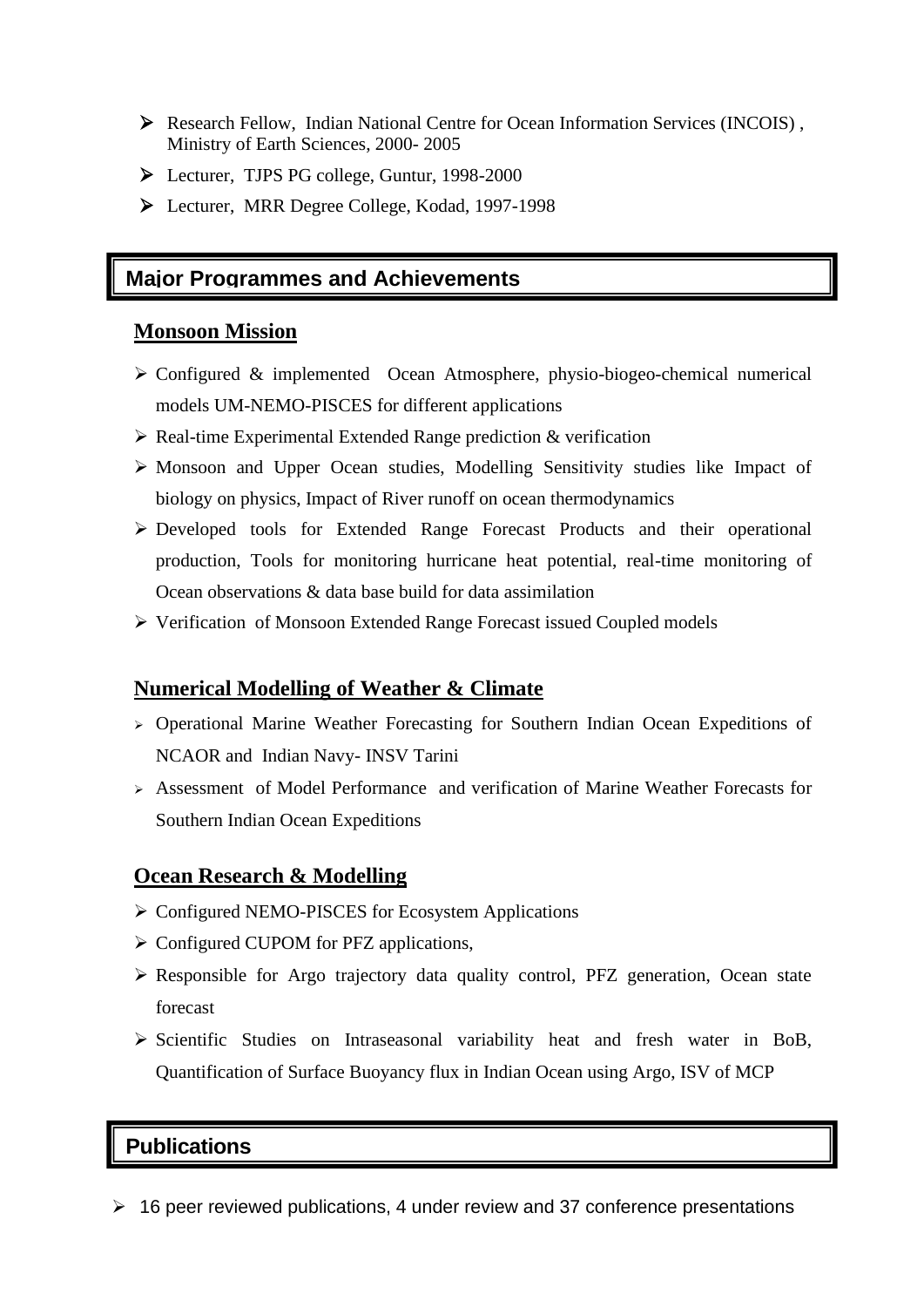- Research Fellow, Indian National Centre for Ocean Information Services (INCOIS) , Ministry of Earth Sciences, 2000- 2005
- Lecturer, TJPS PG college, Guntur, 1998-2000
- Lecturer, MRR Degree College, Kodad, 1997-1998

## Major Programmes and Achievements

### Monsoon Mission

- Configured & implemented Ocean Atmosphere, physio-biogeo-chemical numerical models UM-NEMO-PISCES for different applications
- Real-time Experimental Extended Range prediction & verification
- Monsoon and Upper Ocean studies, Modelling Sensitivity studies like Impact of biology on physics, Impact of River runoff on ocean thermodynamics
- Developed tools for Extended Range Forecast Products and their operational production, Tools for monitoring hurricane heat potential, real-time monitoring of Ocean observations & data base build for data assimilation
- Verification of Monsoon Extended Range Forecast issued Coupled models

### Numerical Modelling of Weather & Climate

- Operational Marine Weather Forecasting for Southern Indian Ocean Expeditions of NCAOR and Indian Navy- INSV Tarini
- Assessment of Model Performance and verification of Marine Weather Forecasts for Southern Indian Ocean Expeditions

### Ocean Research & Modelling

- Configured NEMO-PISCES for Ecosystem Applications
- Configured CUPOM for PFZ applications,
- Responsible for Argo trajectory data quality control, PFZ generation, Ocean state forecast
- Scientific Studies on Intraseasonal variability heat and fresh water in BoB, Quantification of Surface Buoyancy flux in Indian Ocean using Argo, ISV of MCP

## Publications

- 16 peer reviewed publications, 4 under review and 37 conference presentations